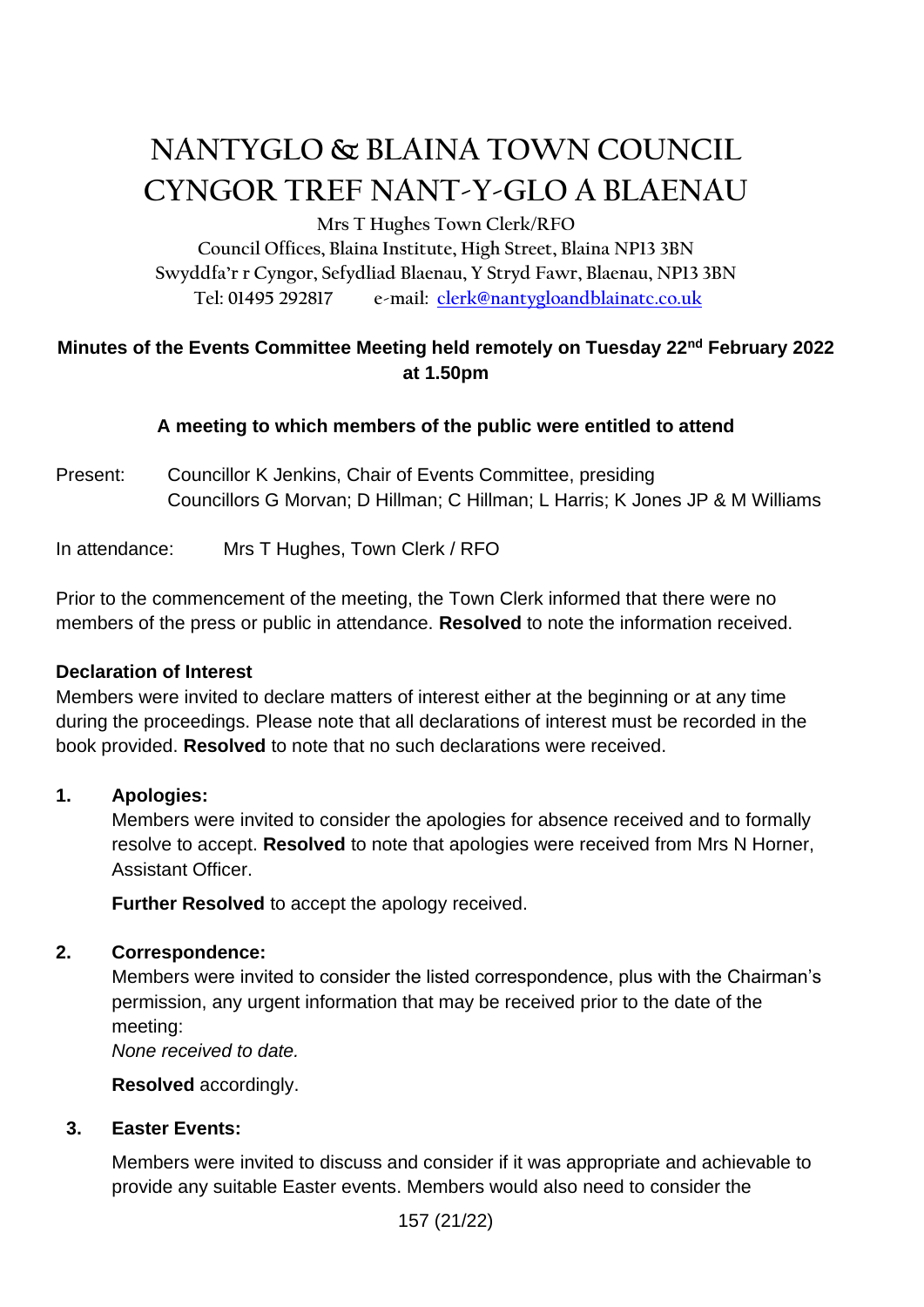# NANTYGLO & BLAINA TOWN COUNCIL
# CYNGOR TREF NANT-Y-GLO A BLAENAU

Mrs T Hughes Town Clerk/RFO
Council Offices, Blaina Institute, High Street, Blaina NP13 3BN
Swyddfa'r r Cyngor, Sefydliad Blaenau, Y Stryd Fawr, Blaenau, NP13 3BN
Tel: 01495 292817 e-mail: clerk@nantygloandblainatc.co.uk

**Minutes of the Events Committee Meeting held remotely on Tuesday 22nd February 2022 at 1.50pm**

**A meeting to which members of the public were entitled to attend**

Present: Councillor K Jenkins, Chair of Events Committee, presiding
Councillors G Morvan; D Hillman; C Hillman; L Harris; K Jones JP & M Williams

In attendance: Mrs T Hughes, Town Clerk / RFO

Prior to the commencement of the meeting, the Town Clerk informed that there were no members of the press or public in attendance. **Resolved** to note the information received.

**Declaration of Interest**

Members were invited to declare matters of interest either at the beginning or at any time during the proceedings. Please note that all declarations of interest must be recorded in the book provided. **Resolved** to note that no such declarations were received.

**1. Apologies:**

Members were invited to consider the apologies for absence received and to formally resolve to accept. **Resolved** to note that apologies were received from Mrs N Horner, Assistant Officer.

**Further Resolved** to accept the apology received.

**2. Correspondence:**

Members were invited to consider the listed correspondence, plus with the Chairman's permission, any urgent information that may be received prior to the date of the meeting:

*None received to date.*

**Resolved** accordingly.

**3. Easter Events:**

Members were invited to discuss and consider if it was appropriate and achievable to provide any suitable Easter events. Members would also need to consider the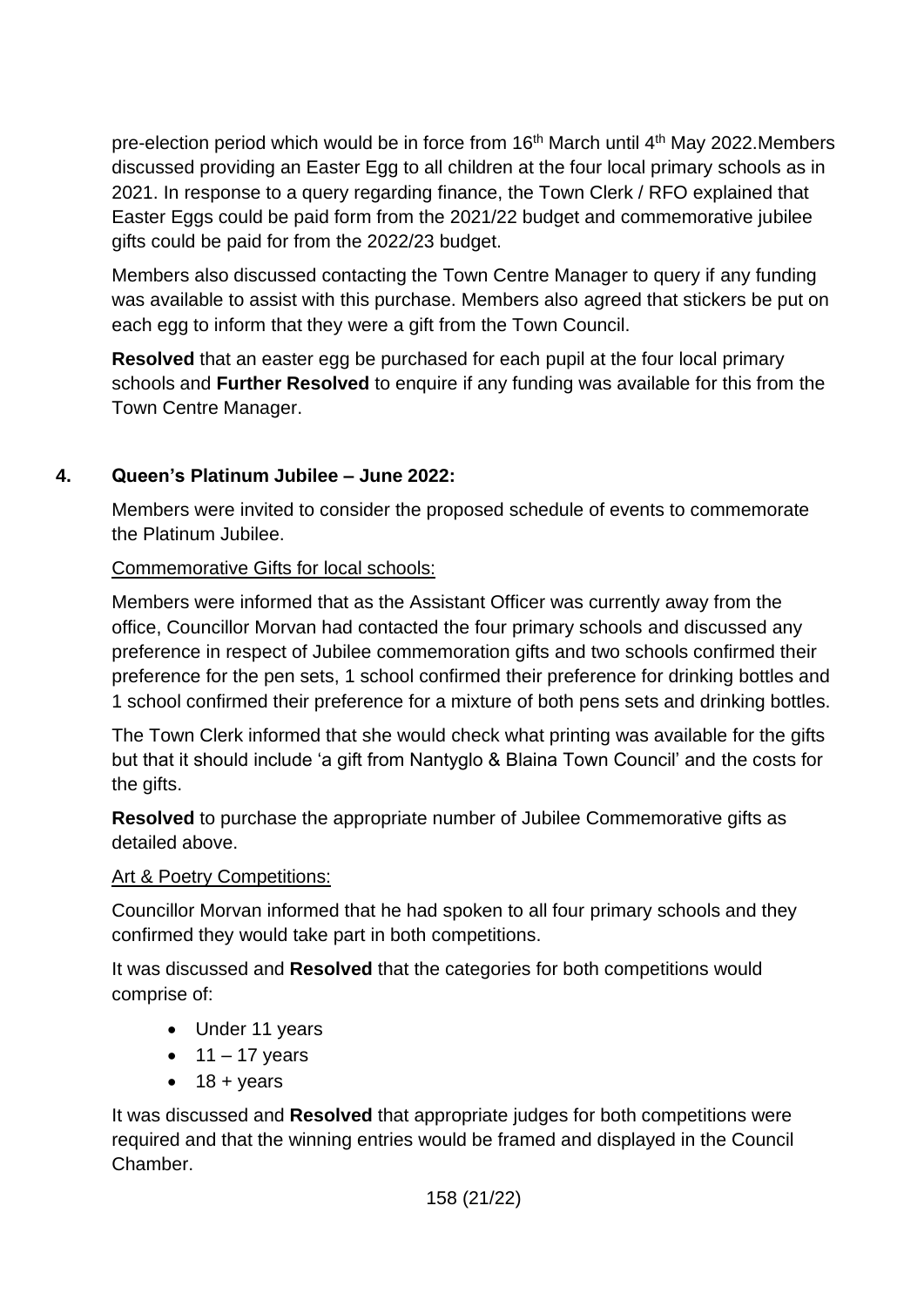pre-election period which would be in force from 16th March until 4th May 2022.Members discussed providing an Easter Egg to all children at the four local primary schools as in 2021. In response to a query regarding finance, the Town Clerk / RFO explained that Easter Eggs could be paid form from the 2021/22 budget and commemorative jubilee gifts could be paid for from the 2022/23 budget.

Members also discussed contacting the Town Centre Manager to query if any funding was available to assist with this purchase. Members also agreed that stickers be put on each egg to inform that they were a gift from the Town Council.

**Resolved** that an easter egg be purchased for each pupil at the four local primary schools and **Further Resolved** to enquire if any funding was available for this from the Town Centre Manager.

## 4. Queen's Platinum Jubilee – June 2022:

Members were invited to consider the proposed schedule of events to commemorate the Platinum Jubilee.

<u>Commemorative Gifts for local schools:</u>

Members were informed that as the Assistant Officer was currently away from the office, Councillor Morvan had contacted the four primary schools and discussed any preference in respect of Jubilee commemoration gifts and two schools confirmed their preference for the pen sets, 1 school confirmed their preference for drinking bottles and 1 school confirmed their preference for a mixture of both pens sets and drinking bottles.

The Town Clerk informed that she would check what printing was available for the gifts but that it should include 'a gift from Nantyglo & Blaina Town Council' and the costs for the gifts.

**Resolved** to purchase the appropriate number of Jubilee Commemorative gifts as detailed above.

<u>Art & Poetry Competitions:</u>

Councillor Morvan informed that he had spoken to all four primary schools and they confirmed they would take part in both competitions.

It was discussed and **Resolved** that the categories for both competitions would comprise of:

- Under 11 years
- 11 – 17 years
- 18 + years

It was discussed and **Resolved** that appropriate judges for both competitions were required and that the winning entries would be framed and displayed in the Council Chamber.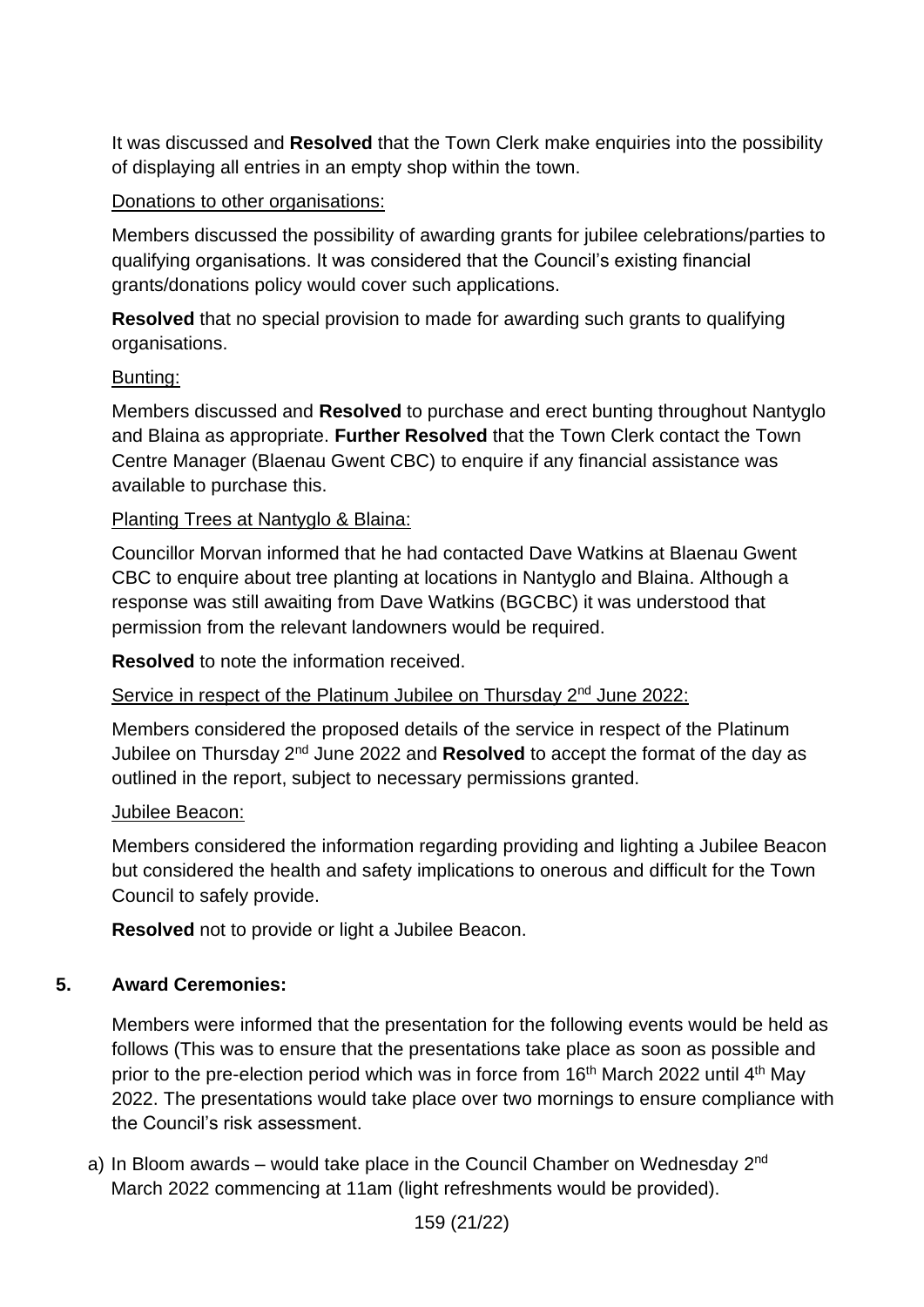It was discussed and **Resolved** that the Town Clerk make enquiries into the possibility of displaying all entries in an empty shop within the town.

Donations to other organisations:

Members discussed the possibility of awarding grants for jubilee celebrations/parties to qualifying organisations. It was considered that the Council's existing financial grants/donations policy would cover such applications.

**Resolved** that no special provision to made for awarding such grants to qualifying organisations.

Bunting:

Members discussed and **Resolved** to purchase and erect bunting throughout Nantyglo and Blaina as appropriate. **Further Resolved** that the Town Clerk contact the Town Centre Manager (Blaenau Gwent CBC) to enquire if any financial assistance was available to purchase this.

Planting Trees at Nantyglo & Blaina:

Councillor Morvan informed that he had contacted Dave Watkins at Blaenau Gwent CBC to enquire about tree planting at locations in Nantyglo and Blaina. Although a response was still awaiting from Dave Watkins (BGCBC) it was understood that permission from the relevant landowners would be required.

**Resolved** to note the information received.

Service in respect of the Platinum Jubilee on Thursday 2nd June 2022:

Members considered the proposed details of the service in respect of the Platinum Jubilee on Thursday 2nd June 2022 and **Resolved** to accept the format of the day as outlined in the report, subject to necessary permissions granted.

Jubilee Beacon:

Members considered the information regarding providing and lighting a Jubilee Beacon but considered the health and safety implications to onerous and difficult for the Town Council to safely provide.

**Resolved** not to provide or light a Jubilee Beacon.

**5. Award Ceremonies:**

Members were informed that the presentation for the following events would be held as follows (This was to ensure that the presentations take place as soon as possible and prior to the pre-election period which was in force from 16th March 2022 until 4th May 2022. The presentations would take place over two mornings to ensure compliance with the Council's risk assessment.

a) In Bloom awards – would take place in the Council Chamber on Wednesday 2nd March 2022 commencing at 11am (light refreshments would be provided).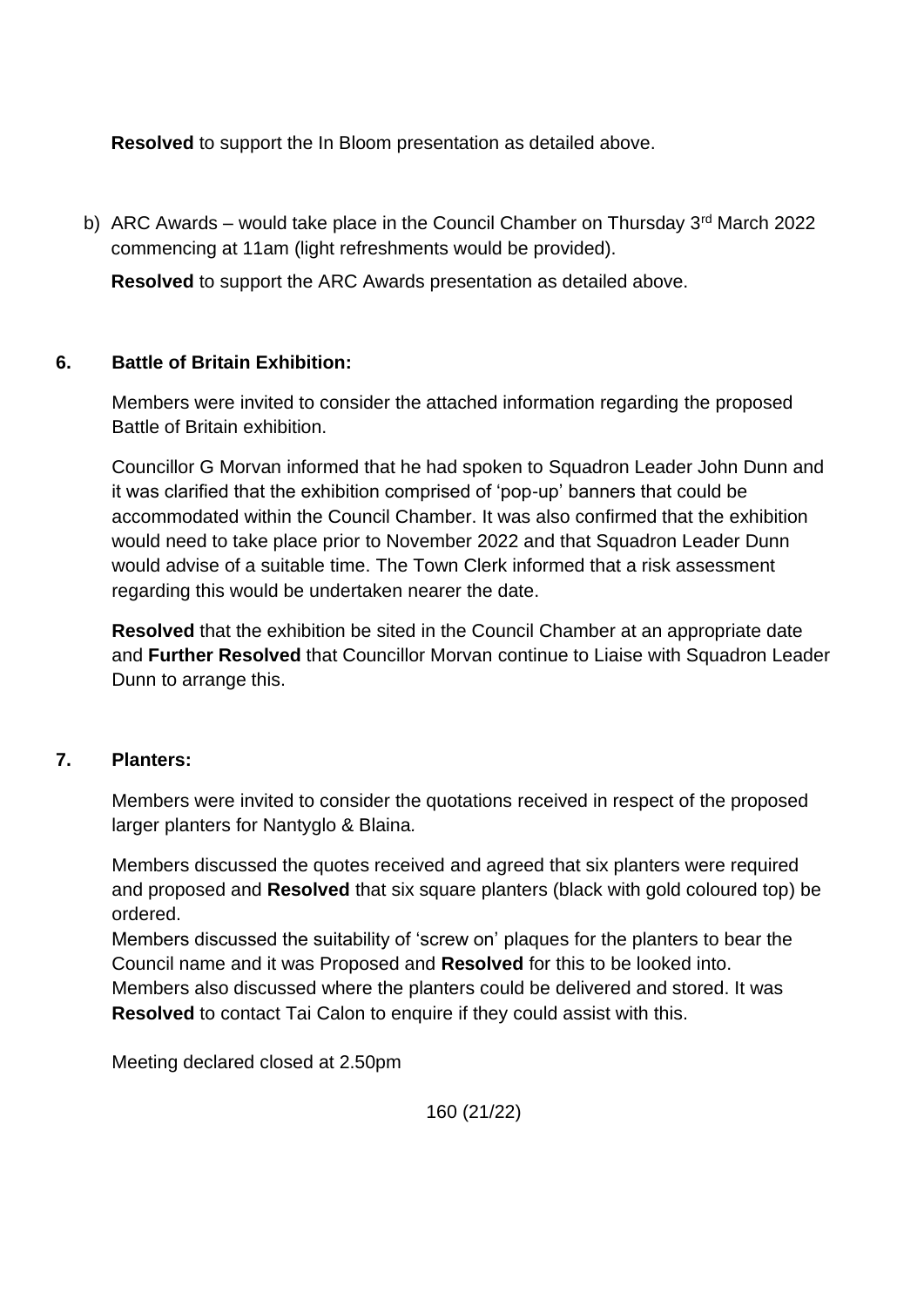**Resolved** to support the In Bloom presentation as detailed above.

b) ARC Awards – would take place in the Council Chamber on Thursday 3rd March 2022 commencing at 11am (light refreshments would be provided).

**Resolved** to support the ARC Awards presentation as detailed above.

## 6. Battle of Britain Exhibition:

Members were invited to consider the attached information regarding the proposed Battle of Britain exhibition.

Councillor G Morvan informed that he had spoken to Squadron Leader John Dunn and it was clarified that the exhibition comprised of 'pop-up' banners that could be accommodated within the Council Chamber. It was also confirmed that the exhibition would need to take place prior to November 2022 and that Squadron Leader Dunn would advise of a suitable time. The Town Clerk informed that a risk assessment regarding this would be undertaken nearer the date.

**Resolved** that the exhibition be sited in the Council Chamber at an appropriate date and **Further Resolved** that Councillor Morvan continue to Liaise with Squadron Leader Dunn to arrange this.

## 7. Planters:

Members were invited to consider the quotations received in respect of the proposed larger planters for Nantyglo & Blaina.

Members discussed the quotes received and agreed that six planters were required and proposed and **Resolved** that six square planters (black with gold coloured top) be ordered.
Members discussed the suitability of 'screw on' plaques for the planters to bear the Council name and it was Proposed and **Resolved** for this to be looked into.
Members also discussed where the planters could be delivered and stored. It was **Resolved** to contact Tai Calon to enquire if they could assist with this.

Meeting declared closed at 2.50pm

160 (21/22)